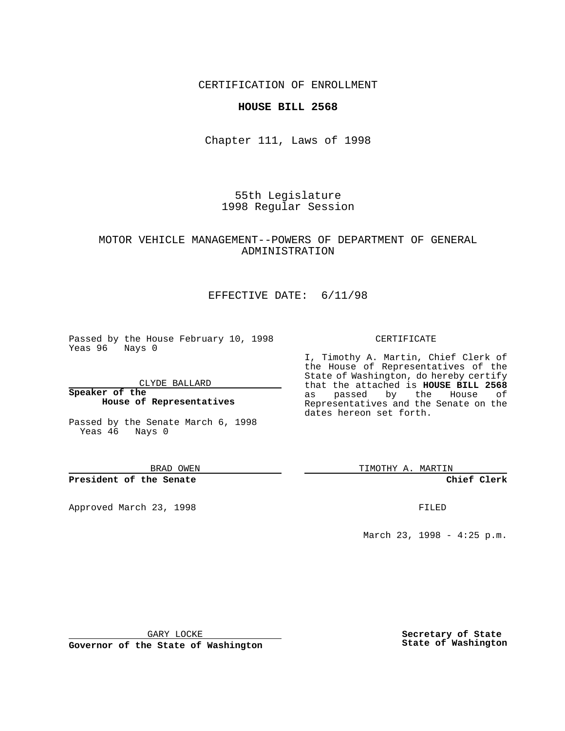CERTIFICATION OF ENROLLMENT

**HOUSE BILL 2568**

Chapter 111, Laws of 1998

55th Legislature
1998 Regular Session

MOTOR VEHICLE MANAGEMENT--POWERS OF DEPARTMENT OF GENERAL ADMINISTRATION

EFFECTIVE DATE: 6/11/98

Passed by the House February 10, 1998
Yeas 96 Nays 0

CLYDE BALLARD

**Speaker of the House of Representatives**

Passed by the Senate March 6, 1998
Yeas 46 Nays 0

BRAD OWEN

**President of the Senate**

Approved March 23, 1998

GARY LOCKE

**Governor of the State of Washington**

CERTIFICATE

I, Timothy A. Martin, Chief Clerk of the House of Representatives of the State of Washington, do hereby certify that the attached is **HOUSE BILL 2568** as passed by the House of Representatives and the Senate on the dates hereon set forth.

TIMOTHY A. MARTIN

**Chief Clerk**

FILED

March 23, 1998 - 4:25 p.m.

**Secretary of State**
**State of Washington**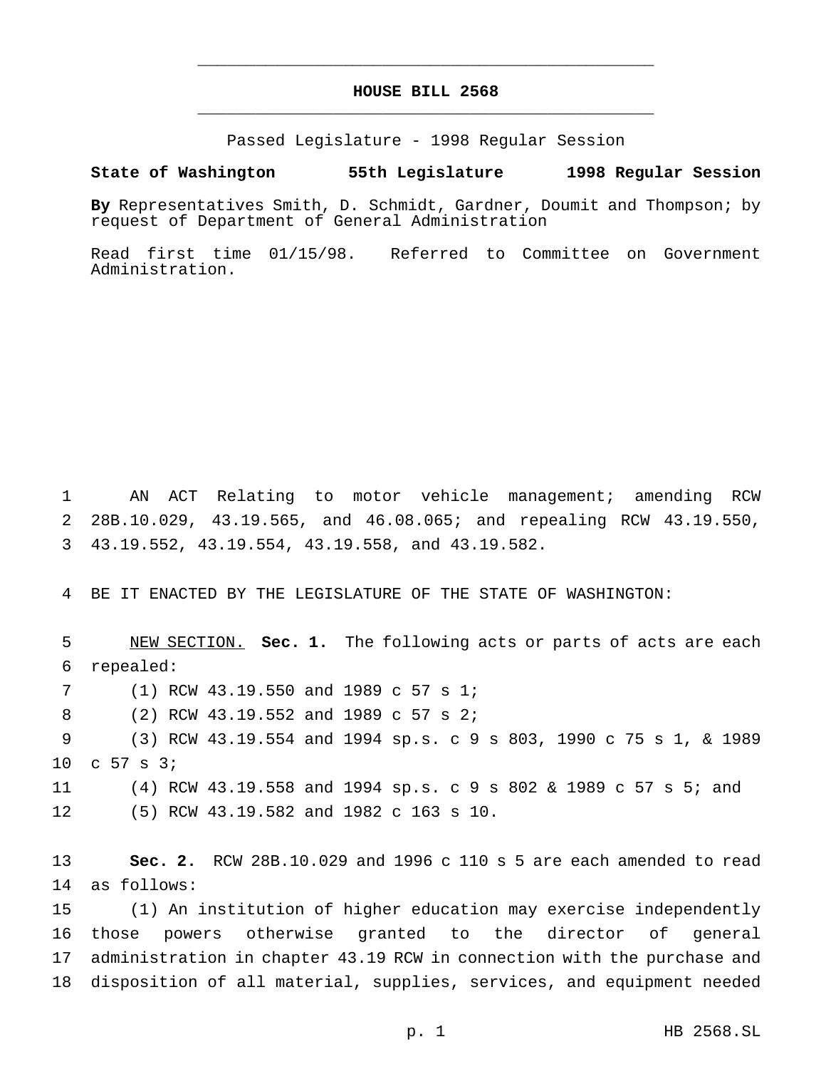# HOUSE BILL 2568

Passed Legislature - 1998 Regular Session

**State of Washington 55th Legislature 1998 Regular Session**

**By** Representatives Smith, D. Schmidt, Gardner, Doumit and Thompson; by request of Department of General Administration

Read first time 01/15/98. Referred to Committee on Government Administration.

AN ACT Relating to motor vehicle management; amending RCW 28B.10.029, 43.19.565, and 46.08.065; and repealing RCW 43.19.550, 43.19.552, 43.19.554, 43.19.558, and 43.19.582.

BE IT ENACTED BY THE LEGISLATURE OF THE STATE OF WASHINGTON:

NEW SECTION. **Sec. 1.** The following acts or parts of acts are each repealed:

(1) RCW 43.19.550 and 1989 c 57 s 1;

(2) RCW 43.19.552 and 1989 c 57 s 2;

(3) RCW 43.19.554 and 1994 sp.s. c 9 s 803, 1990 c 75 s 1, & 1989 c 57 s 3;

(4) RCW 43.19.558 and 1994 sp.s. c 9 s 802 & 1989 c 57 s 5; and

(5) RCW 43.19.582 and 1982 c 163 s 10.

**Sec. 2.** RCW 28B.10.029 and 1996 c 110 s 5 are each amended to read as follows:

(1) An institution of higher education may exercise independently those powers otherwise granted to the director of general administration in chapter 43.19 RCW in connection with the purchase and disposition of all material, supplies, services, and equipment needed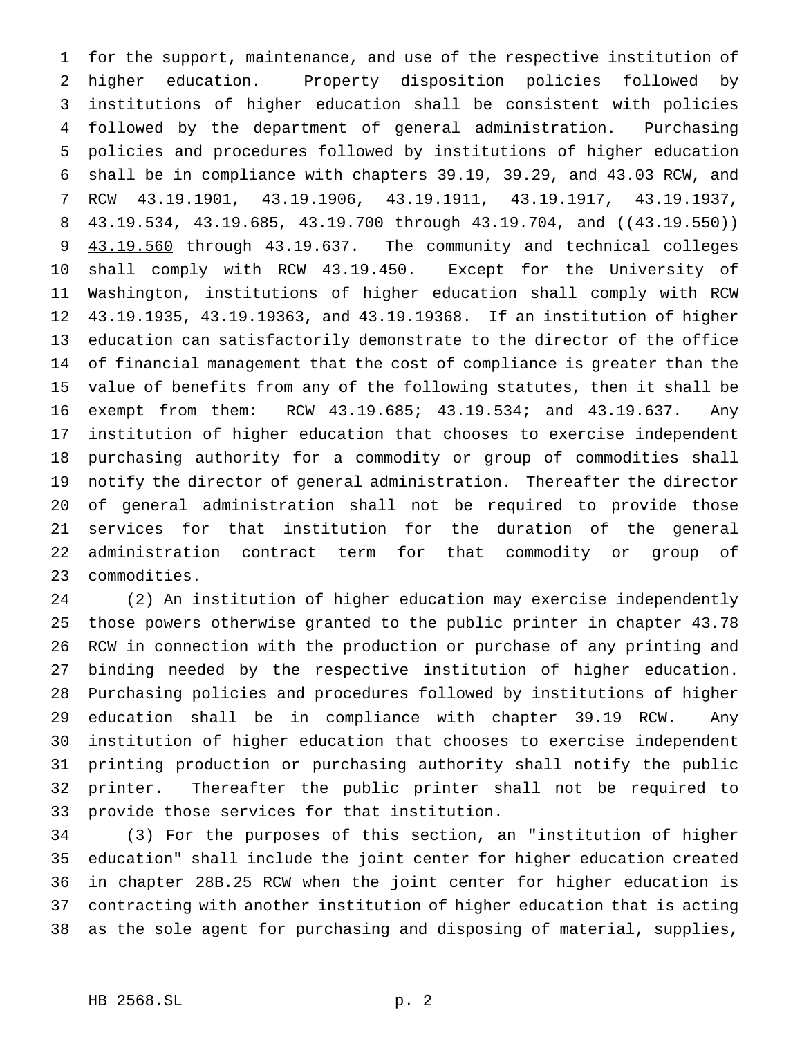for the support, maintenance, and use of the respective institution of higher education. Property disposition policies followed by institutions of higher education shall be consistent with policies followed by the department of general administration. Purchasing policies and procedures followed by institutions of higher education shall be in compliance with chapters 39.19, 39.29, and 43.03 RCW, and RCW 43.19.1901, 43.19.1906, 43.19.1911, 43.19.1917, 43.19.1937, 43.19.534, 43.19.685, 43.19.700 through 43.19.704, and ((~~43.19.550~~)) <u>43.19.560</u> through 43.19.637. The community and technical colleges shall comply with RCW 43.19.450. Except for the University of Washington, institutions of higher education shall comply with RCW 43.19.1935, 43.19.19363, and 43.19.19368. If an institution of higher education can satisfactorily demonstrate to the director of the office of financial management that the cost of compliance is greater than the value of benefits from any of the following statutes, then it shall be exempt from them: RCW 43.19.685; 43.19.534; and 43.19.637. Any institution of higher education that chooses to exercise independent purchasing authority for a commodity or group of commodities shall notify the director of general administration. Thereafter the director of general administration shall not be required to provide those services for that institution for the duration of the general administration contract term for that commodity or group of commodities.

(2) An institution of higher education may exercise independently those powers otherwise granted to the public printer in chapter 43.78 RCW in connection with the production or purchase of any printing and binding needed by the respective institution of higher education. Purchasing policies and procedures followed by institutions of higher education shall be in compliance with chapter 39.19 RCW. Any institution of higher education that chooses to exercise independent printing production or purchasing authority shall notify the public printer. Thereafter the public printer shall not be required to provide those services for that institution.

(3) For the purposes of this section, an "institution of higher education" shall include the joint center for higher education created in chapter 28B.25 RCW when the joint center for higher education is contracting with another institution of higher education that is acting as the sole agent for purchasing and disposing of material, supplies,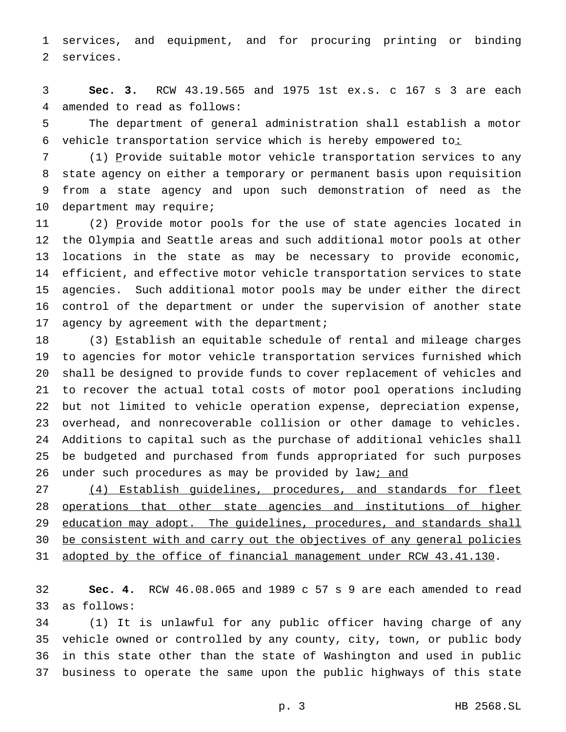services, and equipment, and for procuring printing or binding services.

**Sec. 3.** RCW 43.19.565 and 1975 1st ex.s. c 167 s 3 are each amended to read as follows:

The department of general administration shall establish a motor vehicle transportation service which is hereby empowered to:

(1) Provide suitable motor vehicle transportation services to any state agency on either a temporary or permanent basis upon requisition from a state agency and upon such demonstration of need as the department may require;

(2) Provide motor pools for the use of state agencies located in the Olympia and Seattle areas and such additional motor pools at other locations in the state as may be necessary to provide economic, efficient, and effective motor vehicle transportation services to state agencies. Such additional motor pools may be under either the direct control of the department or under the supervision of another state agency by agreement with the department;

(3) Establish an equitable schedule of rental and mileage charges to agencies for motor vehicle transportation services furnished which shall be designed to provide funds to cover replacement of vehicles and to recover the actual total costs of motor pool operations including but not limited to vehicle operation expense, depreciation expense, overhead, and nonrecoverable collision or other damage to vehicles. Additions to capital such as the purchase of additional vehicles shall be budgeted and purchased from funds appropriated for such purposes under such procedures as may be provided by law; and

(4) Establish guidelines, procedures, and standards for fleet operations that other state agencies and institutions of higher education may adopt. The guidelines, procedures, and standards shall be consistent with and carry out the objectives of any general policies adopted by the office of financial management under RCW 43.41.130.

**Sec. 4.** RCW 46.08.065 and 1989 c 57 s 9 are each amended to read as follows:

(1) It is unlawful for any public officer having charge of any vehicle owned or controlled by any county, city, town, or public body in this state other than the state of Washington and used in public business to operate the same upon the public highways of this state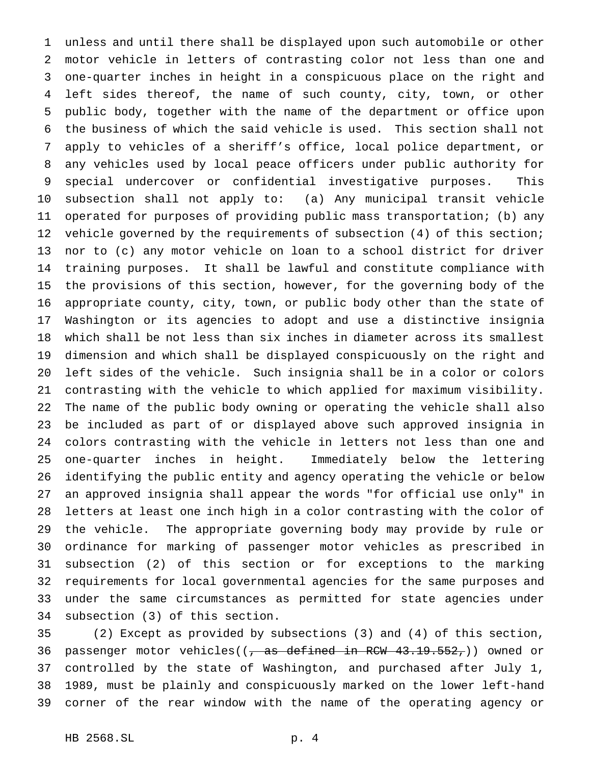unless and until there shall be displayed upon such automobile or other motor vehicle in letters of contrasting color not less than one and one-quarter inches in height in a conspicuous place on the right and left sides thereof, the name of such county, city, town, or other public body, together with the name of the department or office upon the business of which the said vehicle is used. This section shall not apply to vehicles of a sheriff's office, local police department, or any vehicles used by local peace officers under public authority for special undercover or confidential investigative purposes. This subsection shall not apply to: (a) Any municipal transit vehicle operated for purposes of providing public mass transportation; (b) any vehicle governed by the requirements of subsection (4) of this section; nor to (c) any motor vehicle on loan to a school district for driver training purposes. It shall be lawful and constitute compliance with the provisions of this section, however, for the governing body of the appropriate county, city, town, or public body other than the state of Washington or its agencies to adopt and use a distinctive insignia which shall be not less than six inches in diameter across its smallest dimension and which shall be displayed conspicuously on the right and left sides of the vehicle. Such insignia shall be in a color or colors contrasting with the vehicle to which applied for maximum visibility. The name of the public body owning or operating the vehicle shall also be included as part of or displayed above such approved insignia in colors contrasting with the vehicle in letters not less than one and one-quarter inches in height. Immediately below the lettering identifying the public entity and agency operating the vehicle or below an approved insignia shall appear the words "for official use only" in letters at least one inch high in a color contrasting with the color of the vehicle. The appropriate governing body may provide by rule or ordinance for marking of passenger motor vehicles as prescribed in subsection (2) of this section or for exceptions to the marking requirements for local governmental agencies for the same purposes and under the same circumstances as permitted for state agencies under subsection (3) of this section.

(2) Except as provided by subsections (3) and (4) of this section, passenger motor vehicles((~~, as defined in RCW 43.19.552,~~)) owned or controlled by the state of Washington, and purchased after July 1, 1989, must be plainly and conspicuously marked on the lower left-hand corner of the rear window with the name of the operating agency or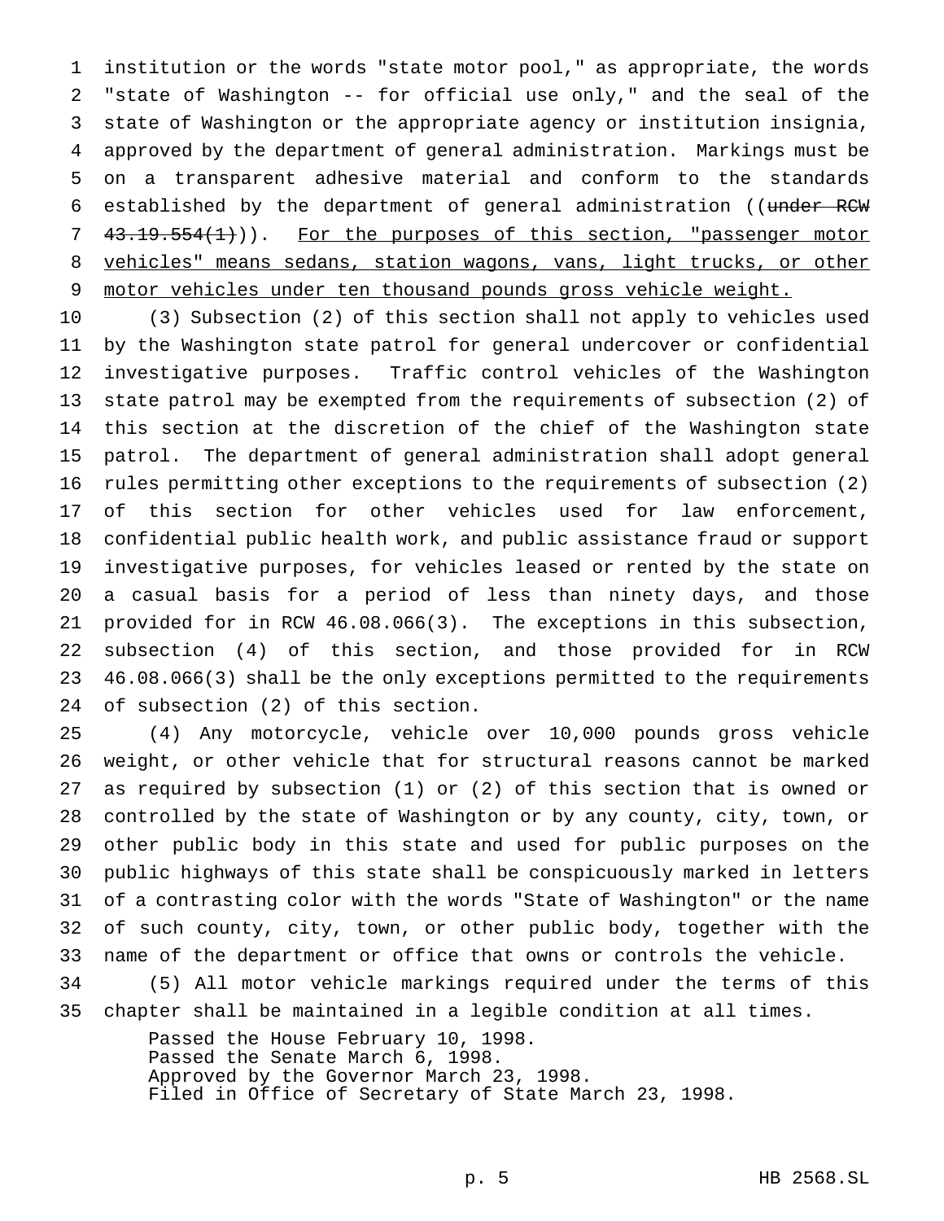institution or the words "state motor pool," as appropriate, the words "state of Washington -- for official use only," and the seal of the state of Washington or the appropriate agency or institution insignia, approved by the department of general administration. Markings must be on a transparent adhesive material and conform to the standards established by the department of general administration ((~~under RCW 43.19.554(1)~~)). <u>For the purposes of this section, "passenger motor vehicles" means sedans, station wagons, vans, light trucks, or other motor vehicles under ten thousand pounds gross vehicle weight.</u>

(3) Subsection (2) of this section shall not apply to vehicles used by the Washington state patrol for general undercover or confidential investigative purposes. Traffic control vehicles of the Washington state patrol may be exempted from the requirements of subsection (2) of this section at the discretion of the chief of the Washington state patrol. The department of general administration shall adopt general rules permitting other exceptions to the requirements of subsection (2) of this section for other vehicles used for law enforcement, confidential public health work, and public assistance fraud or support investigative purposes, for vehicles leased or rented by the state on a casual basis for a period of less than ninety days, and those provided for in RCW 46.08.066(3). The exceptions in this subsection, subsection (4) of this section, and those provided for in RCW 46.08.066(3) shall be the only exceptions permitted to the requirements of subsection (2) of this section.

(4) Any motorcycle, vehicle over 10,000 pounds gross vehicle weight, or other vehicle that for structural reasons cannot be marked as required by subsection (1) or (2) of this section that is owned or controlled by the state of Washington or by any county, city, town, or other public body in this state and used for public purposes on the public highways of this state shall be conspicuously marked in letters of a contrasting color with the words "State of Washington" or the name of such county, city, town, or other public body, together with the name of the department or office that owns or controls the vehicle.

(5) All motor vehicle markings required under the terms of this chapter shall be maintained in a legible condition at all times.

Passed the House February 10, 1998.
Passed the Senate March 6, 1998.
Approved by the Governor March 23, 1998.
Filed in Office of Secretary of State March 23, 1998.